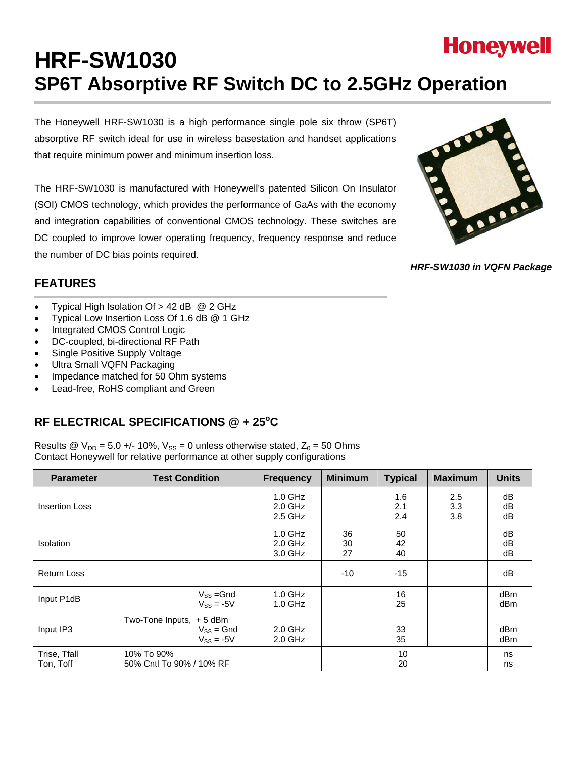Honeywell

# HRF-SW1030
## SP6T Absorptive RF Switch DC to 2.5GHz Operation

The Honeywell HRF-SW1030 is a high performance single pole six throw (SP6T) absorptive RF switch ideal for use in wireless basestation and handset applications that require minimum power and minimum insertion loss.

The HRF-SW1030 is manufactured with Honeywell's patented Silicon On Insulator (SOI) CMOS technology, which provides the performance of GaAs with the economy and integration capabilities of conventional CMOS technology. These switches are DC coupled to improve lower operating frequency, frequency response and reduce the number of DC bias points required.

***HRF-SW1030 in VQFN Package***

## FEATURES

- Typical High Isolation Of > 42 dB @ 2 GHz
- Typical Low Insertion Loss Of 1.6 dB @ 1 GHz
- Integrated CMOS Control Logic
- DC-coupled, bi-directional RF Path
- Single Positive Supply Voltage
- Ultra Small VQFN Packaging
- Impedance matched for 50 Ohm systems
- Lead-free, RoHS compliant and Green

## RF ELECTRICAL SPECIFICATIONS @ + 25°C

Results @ $V_{DD}$ = 5.0 +/- 10%, $V_{SS}$ = 0 unless otherwise stated, $Z_0$ = 50 Ohms
Contact Honeywell for relative performance at other supply configurations

| Parameter | Test Condition | Frequency | Minimum | Typical | Maximum | Units |
|---|---|---|---|---|---|---|
| Insertion Loss | | 1.0 GHz<br>2.0 GHz<br>2.5 GHz | | 1.6<br>2.1<br>2.4 | 2.5<br>3.3<br>3.8 | dB<br>dB<br>dB |
| Isolation | | 1.0 GHz<br>2.0 GHz<br>3.0 GHz | 36<br>30<br>27 | 50<br>42<br>40 | | dB<br>dB<br>dB |
| Return Loss | | | -10 | -15 | | dB |
| Input P1dB | $V_{SS}$ =Gnd<br>$V_{SS}$ = -5V | 1.0 GHz<br>1.0 GHz | | 16<br>25 | | dBm<br>dBm |
| Input IP3 | Two-Tone Inputs, + 5 dBm<br>$V_{SS}$ = Gnd<br>$V_{SS}$ = -5V | 2.0 GHz<br>2.0 GHz | | 33<br>35 | | dBm<br>dBm |
| Trise, Tfall<br>Ton, Toff | 10% To 90%<br>50% Cntl To 90% / 10% RF | | | 10<br>20 | | ns<br>ns |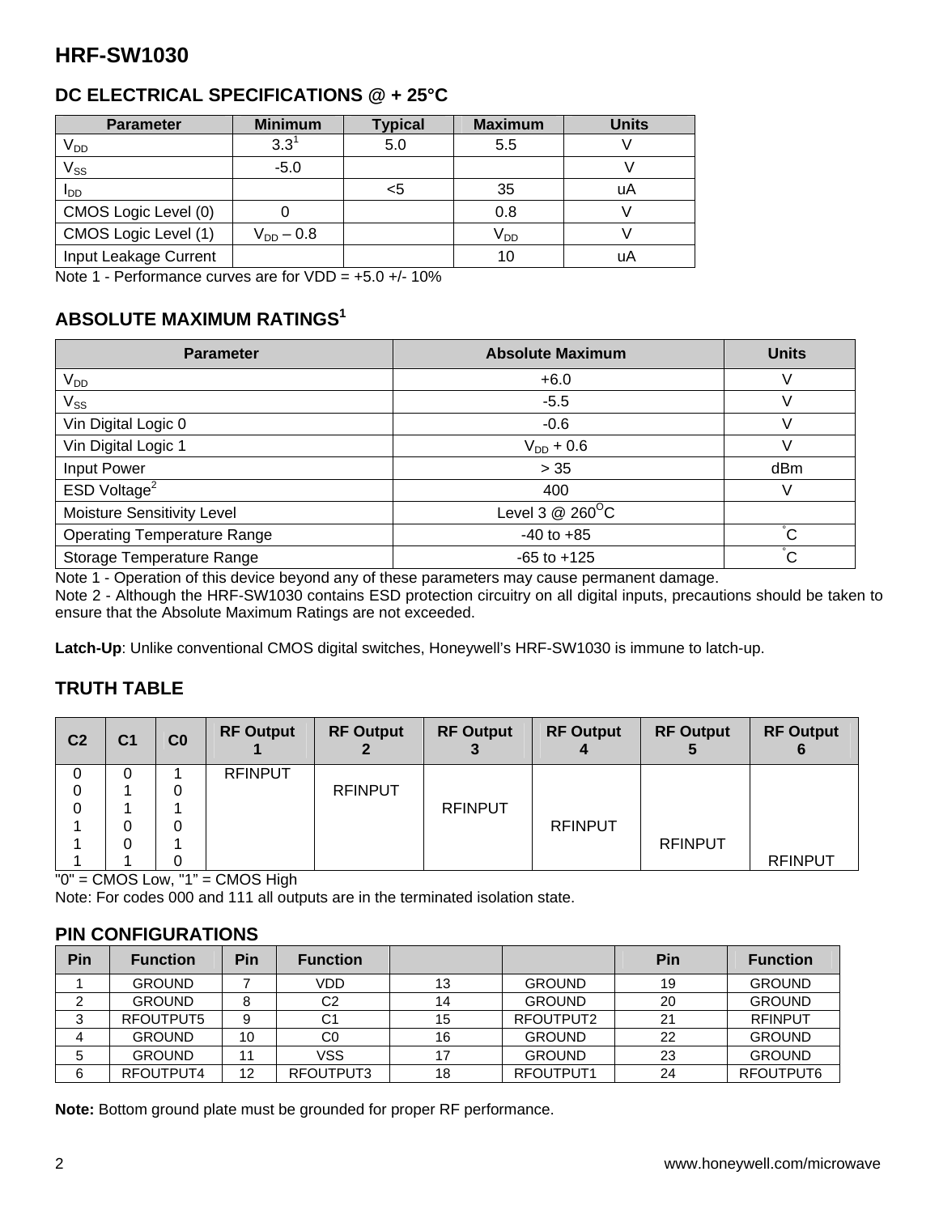# HRF-SW1030

## DC ELECTRICAL SPECIFICATIONS @ + 25°C

| Parameter | Minimum | Typical | Maximum | Units |
|---|---|---|---|---|
| $V_{DD}$ | 3.3[1] | 5.0 | 5.5 | V |
| $V_{SS}$ | -5.0 | | | V |
| $I_{DD}$ | | <5 | 35 | uA |
| CMOS Logic Level (0) | 0 | | 0.8 | V |
| CMOS Logic Level (1) | $V_{DD}$ – 0.8 | | $V_{DD}$ | V |
| Input Leakage Current | | | 10 | uA |

Note 1 - Performance curves are for VDD = +5.0 +/- 10%

## ABSOLUTE MAXIMUM RATINGS[1]

| Parameter | Absolute Maximum | Units |
|---|---|---|
| $V_{DD}$ | +6.0 | V |
| $V_{SS}$ | -5.5 | V |
| Vin Digital Logic 0 | -0.6 | V |
| Vin Digital Logic 1 | $V_{DD}$ + 0.6 | V |
| Input Power | > 35 | dBm |
| ESD Voltage[2] | 400 | V |
| Moisture Sensitivity Level | Level 3 @ 260°C | |
| Operating Temperature Range | -40 to +85 | °C |
| Storage Temperature Range | -65 to +125 | °C |

Note 1 - Operation of this device beyond any of these parameters may cause permanent damage.
Note 2 - Although the HRF-SW1030 contains ESD protection circuitry on all digital inputs, precautions should be taken to ensure that the Absolute Maximum Ratings are not exceeded.

**Latch-Up**: Unlike conventional CMOS digital switches, Honeywell's HRF-SW1030 is immune to latch-up.

## TRUTH TABLE

| C2 | C1 | C0 | RF Output 1 | RF Output 2 | RF Output 3 | RF Output 4 | RF Output 5 | RF Output 6 |
|---|---|---|---|---|---|---|---|---|
| 0 | 0 | 1 | RFINPUT | | | | | |
| 0 | 1 | 0 | | RFINPUT | | | | |
| 0 | 1 | 1 | | | RFINPUT | | | |
| 1 | 0 | 0 | | | | RFINPUT | | |
| 1 | 0 | 1 | | | | | RFINPUT | |
| 1 | 1 | 0 | | | | | | RFINPUT |

"0" = CMOS Low, "1" = CMOS High
Note: For codes 000 and 111 all outputs are in the terminated isolation state.

## PIN CONFIGURATIONS

| Pin | Function | Pin | Function | | | Pin | Function |
|---|---|---|---|---|---|---|---|
| 1 | GROUND | 7 | VDD | 13 | GROUND | 19 | GROUND |
| 2 | GROUND | 8 | C2 | 14 | GROUND | 20 | GROUND |
| 3 | RFOUTPUT5 | 9 | C1 | 15 | RFOUTPUT2 | 21 | RFINPUT |
| 4 | GROUND | 10 | C0 | 16 | GROUND | 22 | GROUND |
| 5 | GROUND | 11 | VSS | 17 | GROUND | 23 | GROUND |
| 6 | RFOUTPUT4 | 12 | RFOUTPUT3 | 18 | RFOUTPUT1 | 24 | RFOUTPUT6 |

**Note:** Bottom ground plate must be grounded for proper RF performance.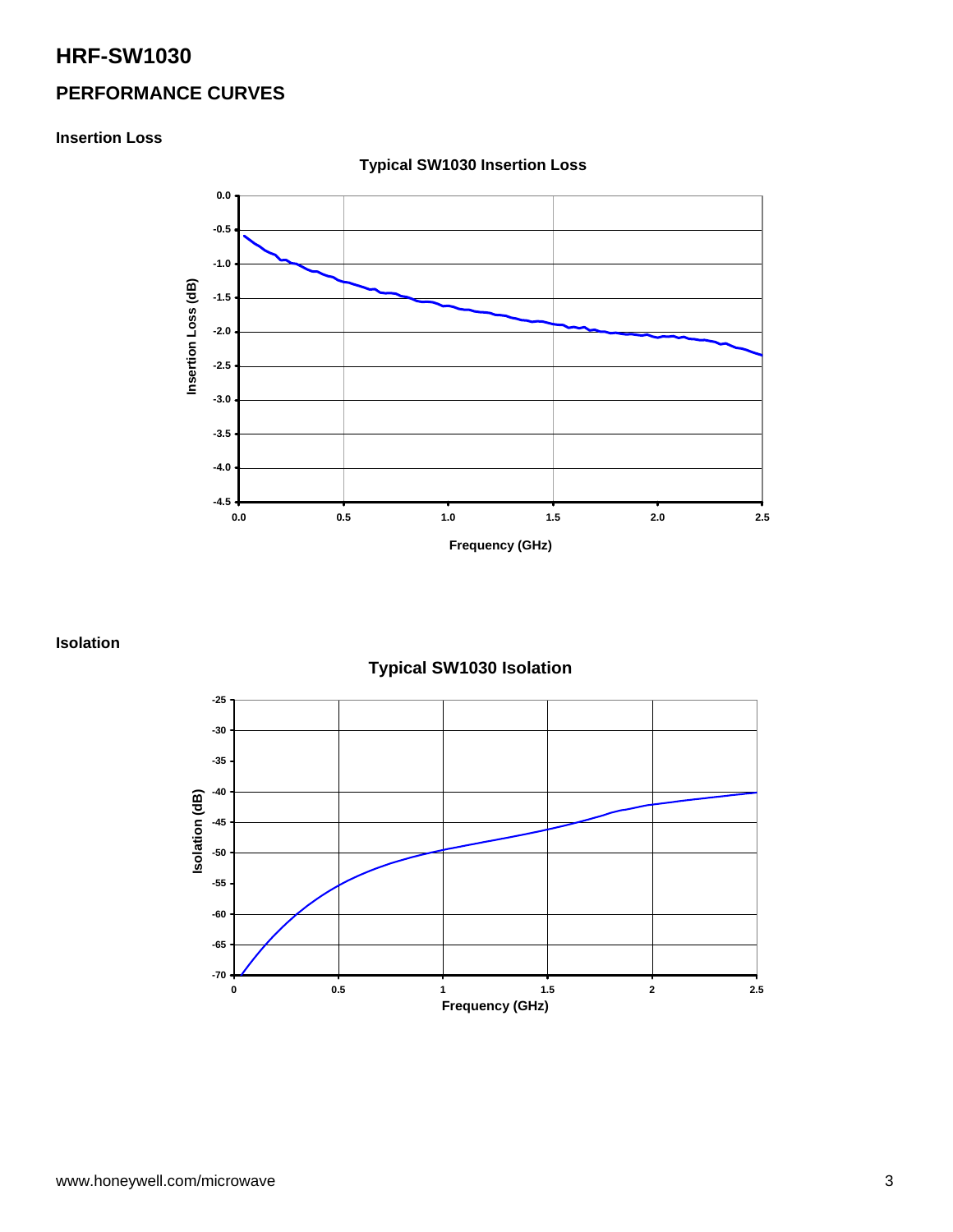# HRF-SW1030

## PERFORMANCE CURVES

### Insertion Loss

**Typical SW1030 Insertion Loss**

### Isolation

**Typical SW1030 Isolation**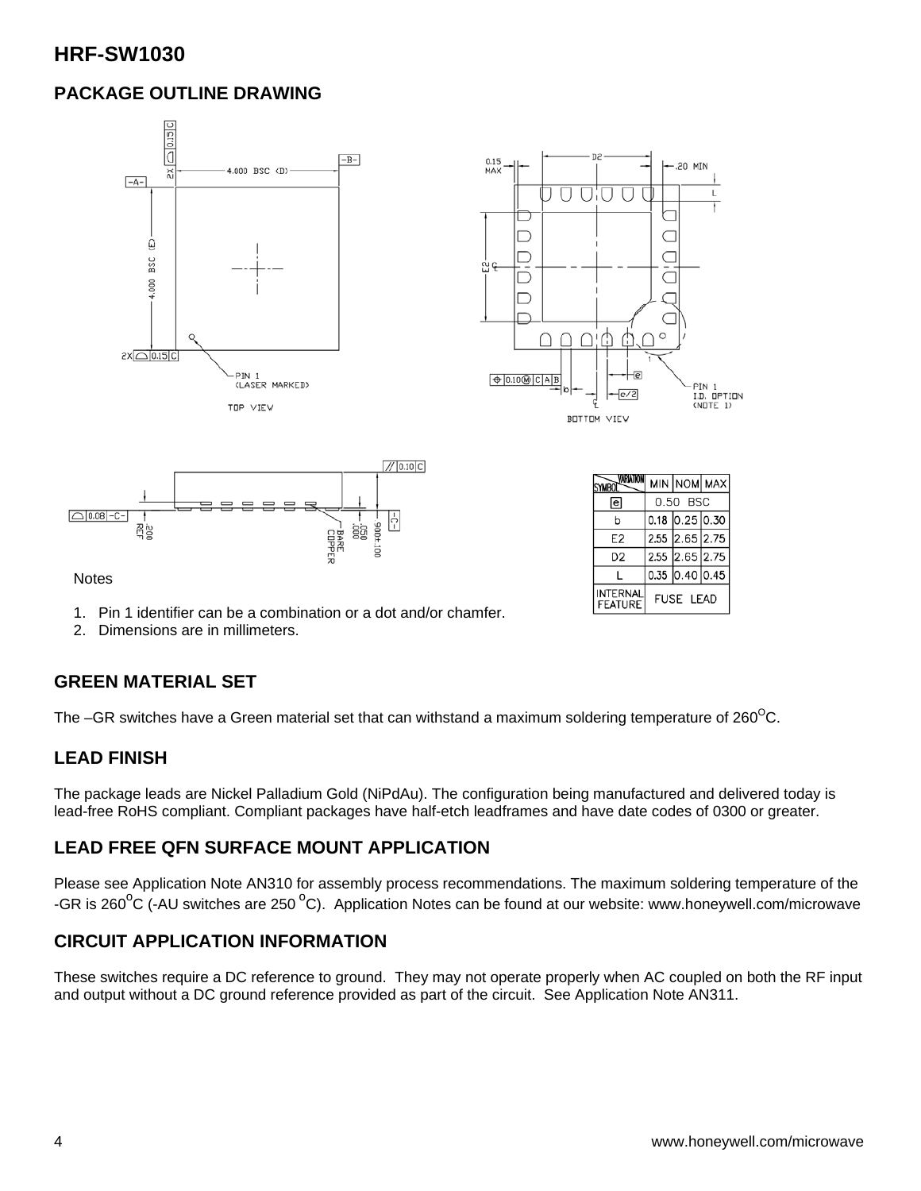## HRF-SW1030

### PACKAGE OUTLINE DRAWING

| VARIATION / SYMBOL | MIN | NOM | MAX |
|---|---|---|---|
| e | 0.50 BSC | | |
| b | 0.18 | 0.25 | 0.30 |
| E2 | 2.55 | 2.65 | 2.75 |
| D2 | 2.55 | 2.65 | 2.75 |
| L | 0.35 | 0.40 | 0.45 |
| INTERNAL FEATURE | FUSE LEAD | | |

Notes

1. Pin 1 identifier can be a combination or a dot and/or chamfer.
2. Dimensions are in millimeters.

### GREEN MATERIAL SET

The –GR switches have a Green material set that can withstand a maximum soldering temperature of 260$^{O}$C.

### LEAD FINISH

The package leads are Nickel Palladium Gold (NiPdAu). The configuration being manufactured and delivered today is lead-free RoHS compliant. Compliant packages have half-etch leadframes and have date codes of 0300 or greater.

### LEAD FREE QFN SURFACE MOUNT APPLICATION

Please see Application Note AN310 for assembly process recommendations. The maximum soldering temperature of the -GR is 260$^{O}$C (-AU switches are 250 $^{O}$C). Application Notes can be found at our website: www.honeywell.com/microwave

### CIRCUIT APPLICATION INFORMATION

These switches require a DC reference to ground. They may not operate properly when AC coupled on both the RF input and output without a DC ground reference provided as part of the circuit. See Application Note AN311.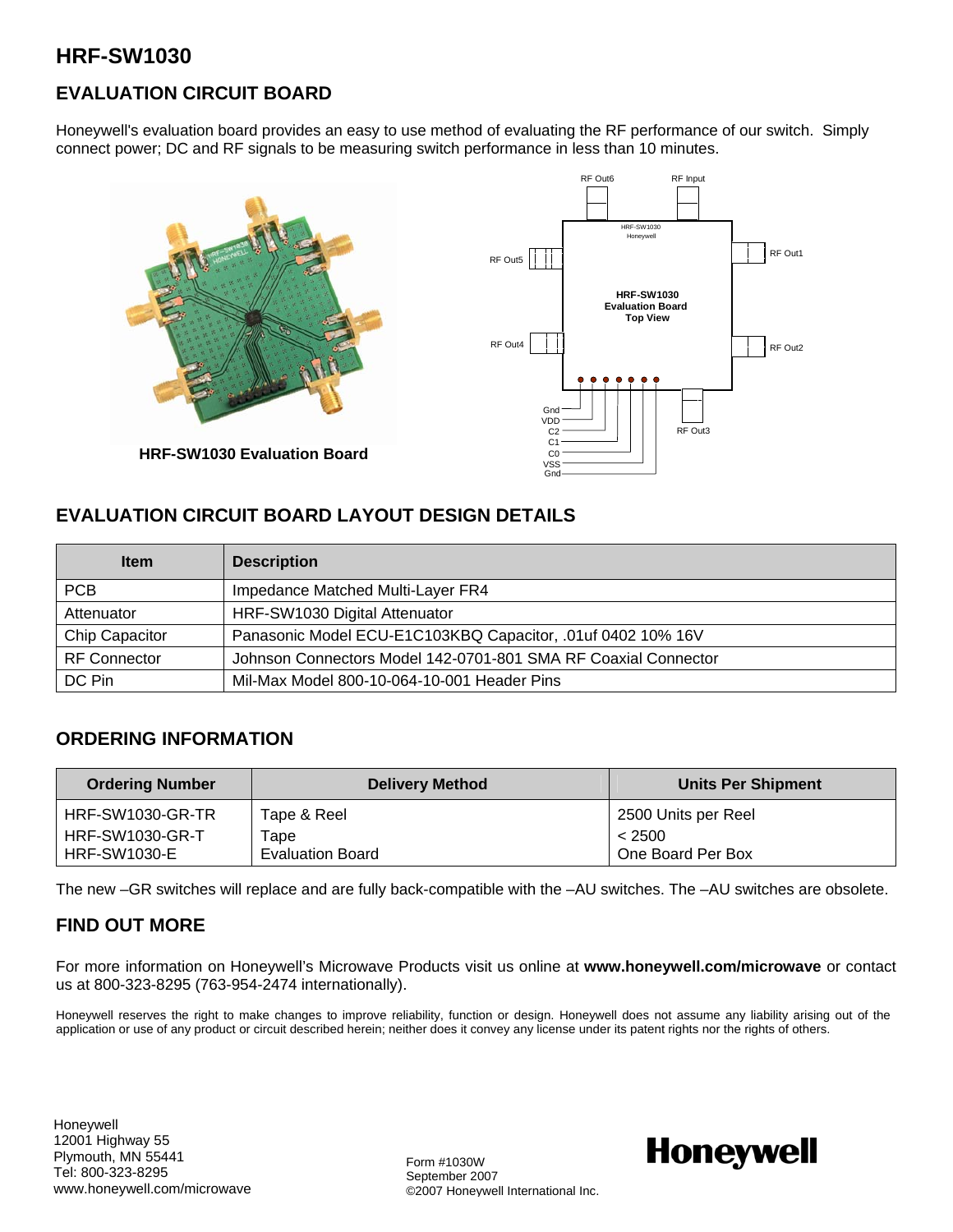# HRF-SW1030

## EVALUATION CIRCUIT BOARD

Honeywell's evaluation board provides an easy to use method of evaluating the RF performance of our switch. Simply connect power; DC and RF signals to be measuring switch performance in less than 10 minutes.

**HRF-SW1030 Evaluation Board**

RF Out6
RF Input
HRF-SW1030
Honeywell
RF Out5
RF Out1
**HRF-SW1030**
**Evaluation Board**
**Top View**
RF Out4
RF Out2
Gnd
VDD
C2
C1
C0
VSS
Gnd
RF Out3

## EVALUATION CIRCUIT BOARD LAYOUT DESIGN DETAILS

| Item | Description |
|---|---|
| PCB | Impedance Matched Multi-Layer FR4 |
| Attenuator | HRF-SW1030 Digital Attenuator |
| Chip Capacitor | Panasonic Model ECU-E1C103KBQ Capacitor, .01uf 0402 10% 16V |
| RF Connector | Johnson Connectors Model 142-0701-801 SMA RF Coaxial Connector |
| DC Pin | Mil-Max Model 800-10-064-10-001 Header Pins |

## ORDERING INFORMATION

| Ordering Number | Delivery Method | Units Per Shipment |
|---|---|---|
| HRF-SW1030-GR-TR | Tape & Reel | 2500 Units per Reel |
| HRF-SW1030-GR-T | Tape | < 2500 |
| HRF-SW1030-E | Evaluation Board | One Board Per Box |

The new –GR switches will replace and are fully back-compatible with the –AU switches. The –AU switches are obsolete.

## FIND OUT MORE

For more information on Honeywell's Microwave Products visit us online at **www.honeywell.com/microwave** or contact us at 800-323-8295 (763-954-2474 internationally).

Honeywell reserves the right to make changes to improve reliability, function or design. Honeywell does not assume any liability arising out of the application or use of any product or circuit described herein; neither does it convey any license under its patent rights nor the rights of others.

Honeywell
12001 Highway 55
Plymouth, MN 55441
Tel: 800-323-8295
www.honeywell.com/microwave

Form #1030W
September 2007
©2007 Honeywell International Inc.

**Honeywell**